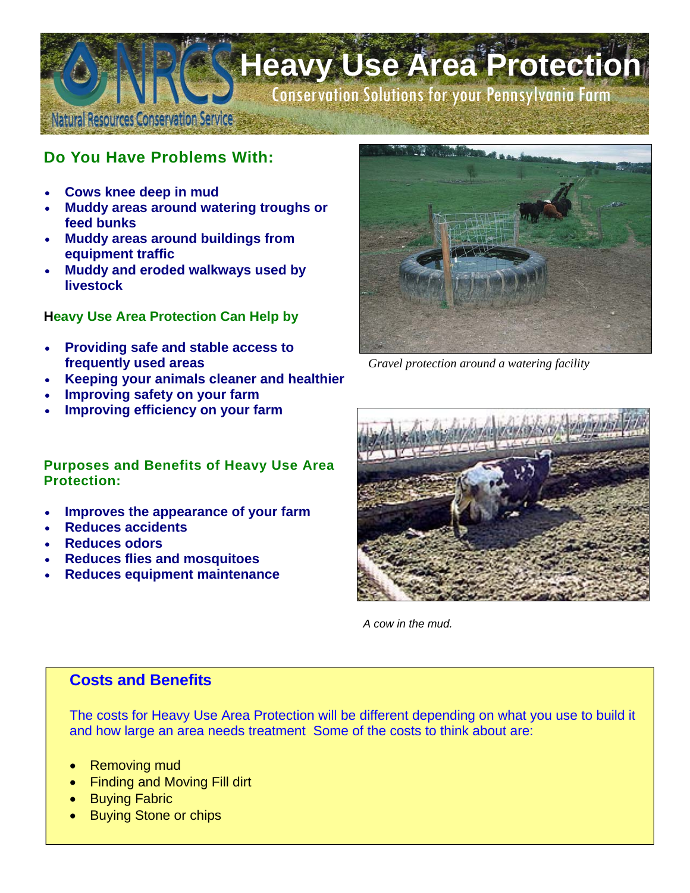# Heavy Use Area Protection

Conservation Solutions for your Pennsylvania Farm

Natural Resources Conservation Service

## Do You Have Problems With:

- **Cows knee deep in mud**
- **Muddy areas around watering troughs or feed bunks**
- **Muddy areas around buildings from equipment traffic**
- **Muddy and eroded walkways used by livestock**

## Heavy Use Area Protection Can Help by

- **Providing safe and stable access to frequently used areas**
- **Keeping your animals cleaner and healthier**
- **Improving safety on your farm**
- **Improving efficiency on your farm**

*Gravel protection around a watering facility*

## Purposes and Benefits of Heavy Use Area Protection:

- **Improves the appearance of your farm**
- **Reduces accidents**
- **Reduces odors**
- **Reduces flies and mosquitoes**
- **Reduces equipment maintenance**

*A cow in the mud.*

## Costs and Benefits

The costs for Heavy Use Area Protection will be different depending on what you use to build it and how large an area needs treatment Some of the costs to think about are:

- Removing mud
- Finding and Moving Fill dirt
- Buying Fabric
- Buying Stone or chips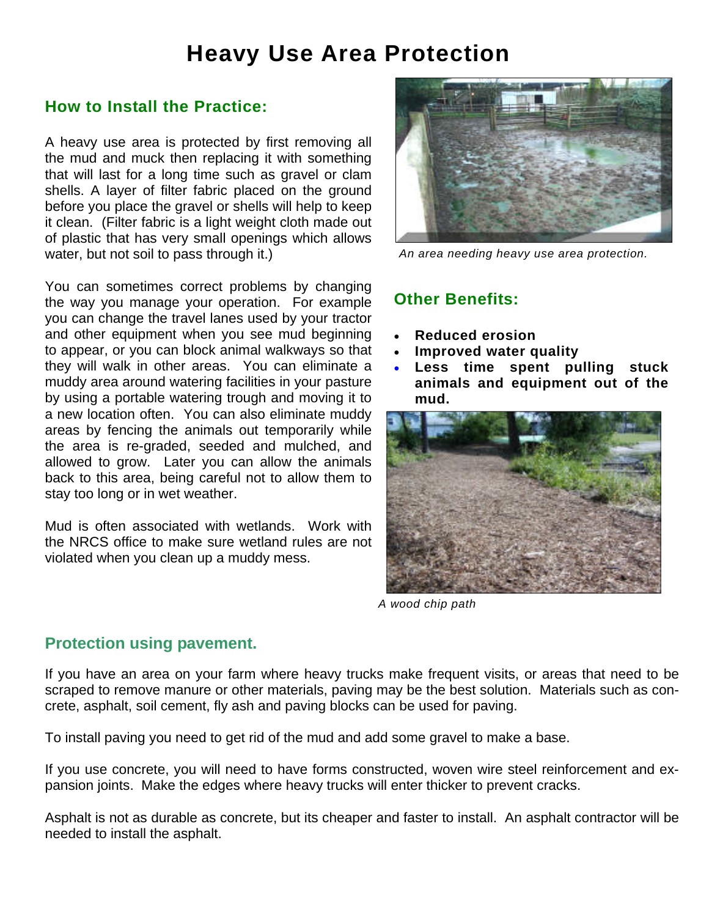# Heavy Use Area Protection

## How to Install the Practice:

A heavy use area is protected by first removing all the mud and muck then replacing it with something that will last for a long time such as gravel or clam shells. A layer of filter fabric placed on the ground before you place the gravel or shells will help to keep it clean. (Filter fabric is a light weight cloth made out of plastic that has very small openings which allows water, but not soil to pass through it.)

You can sometimes correct problems by changing the way you manage your operation. For example you can change the travel lanes used by your tractor and other equipment when you see mud beginning to appear, or you can block animal walkways so that they will walk in other areas. You can eliminate a muddy area around watering facilities in your pasture by using a portable watering trough and moving it to a new location often. You can also eliminate muddy areas by fencing the animals out temporarily while the area is re-graded, seeded and mulched, and allowed to grow. Later you can allow the animals back to this area, being careful not to allow them to stay too long or in wet weather.

Mud is often associated with wetlands. Work with the NRCS office to make sure wetland rules are not violated when you clean up a muddy mess.

*An area needing heavy use area protection.*

## Other Benefits:

- **Reduced erosion**
- **Improved water quality**
- **Less time spent pulling stuck animals and equipment out of the mud.**

*A wood chip path*

## Protection using pavement.

If you have an area on your farm where heavy trucks make frequent visits, or areas that need to be scraped to remove manure or other materials, paving may be the best solution. Materials such as concrete, asphalt, soil cement, fly ash and paving blocks can be used for paving.

To install paving you need to get rid of the mud and add some gravel to make a base.

If you use concrete, you will need to have forms constructed, woven wire steel reinforcement and expansion joints. Make the edges where heavy trucks will enter thicker to prevent cracks.

Asphalt is not as durable as concrete, but its cheaper and faster to install. An asphalt contractor will be needed to install the asphalt.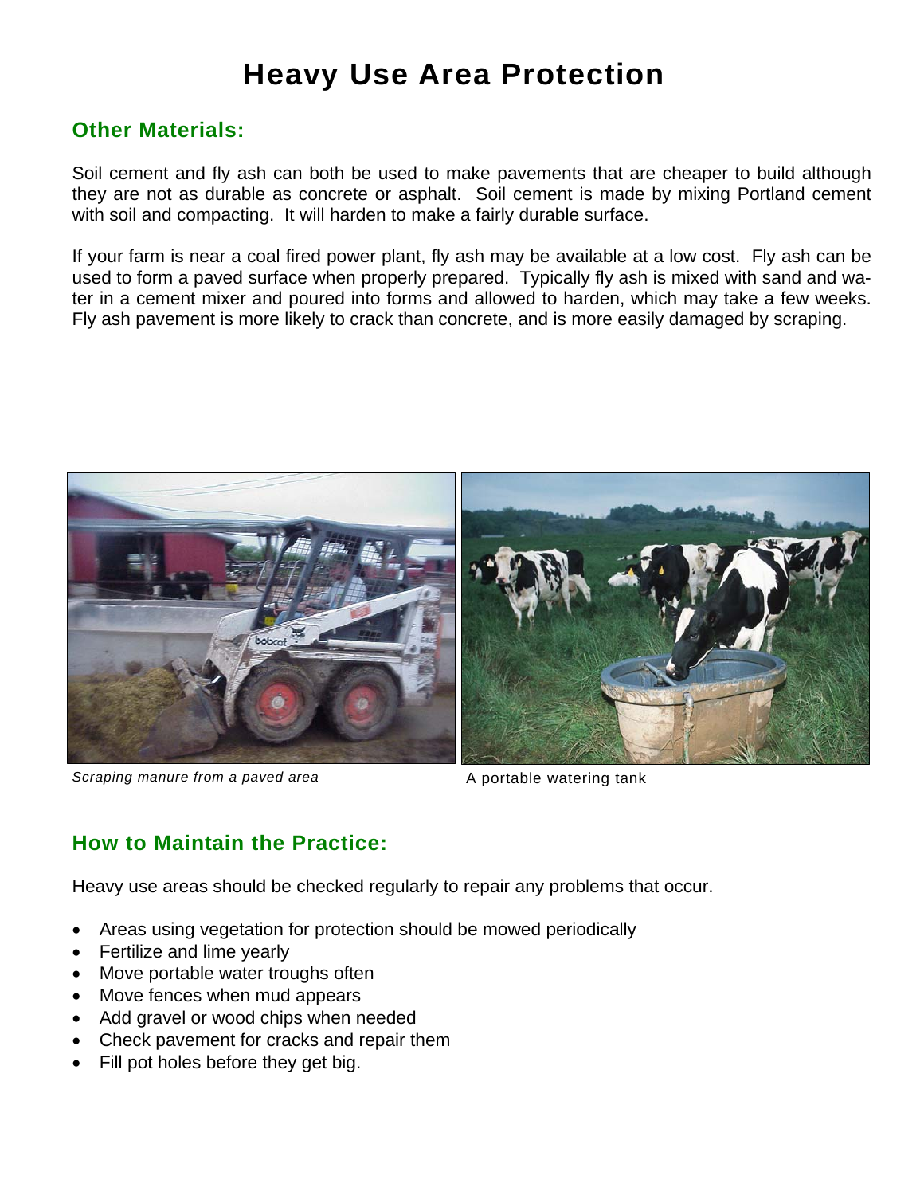# Heavy Use Area Protection

## Other Materials:

Soil cement and fly ash can both be used to make pavements that are cheaper to build although they are not as durable as concrete or asphalt. Soil cement is made by mixing Portland cement with soil and compacting. It will harden to make a fairly durable surface.

If your farm is near a coal fired power plant, fly ash may be available at a low cost. Fly ash can be used to form a paved surface when properly prepared. Typically fly ash is mixed with sand and water in a cement mixer and poured into forms and allowed to harden, which may take a few weeks. Fly ash pavement is more likely to crack than concrete, and is more easily damaged by scraping.

*Scraping manure from a paved area*

A portable watering tank

## How to Maintain the Practice:

Heavy use areas should be checked regularly to repair any problems that occur.

- Areas using vegetation for protection should be mowed periodically
- Fertilize and lime yearly
- Move portable water troughs often
- Move fences when mud appears
- Add gravel or wood chips when needed
- Check pavement for cracks and repair them
- Fill pot holes before they get big.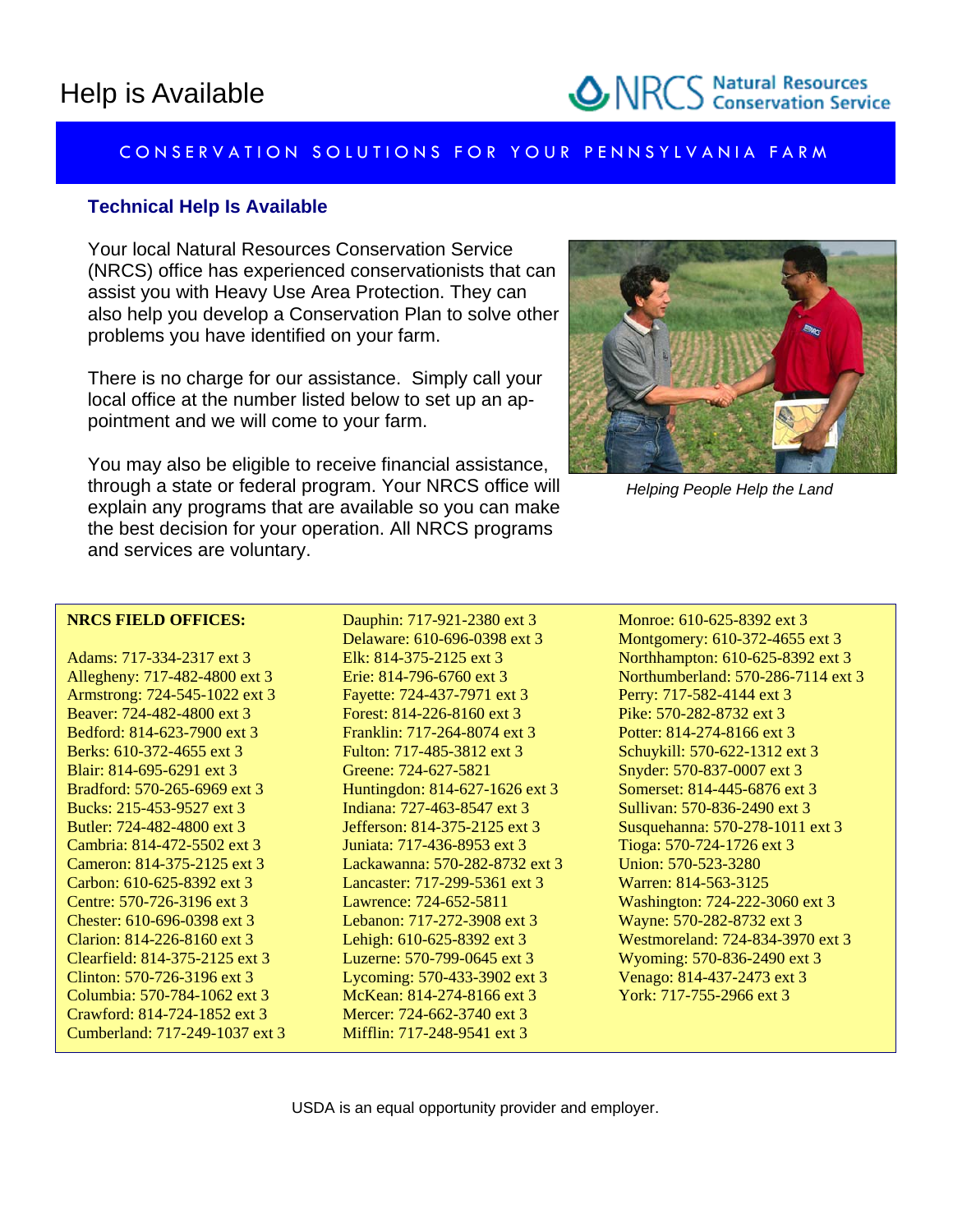# Help is Available

NRCS Natural Resources Conservation Service

CONSERVATION SOLUTIONS FOR YOUR PENNSYLVANIA FARM

### Technical Help Is Available

Your local Natural Resources Conservation Service (NRCS) office has experienced conservationists that can assist you with Heavy Use Area Protection. They can also help you develop a Conservation Plan to solve other problems you have identified on your farm.

There is no charge for our assistance. Simply call your local office at the number listed below to set up an appointment and we will come to your farm.

You may also be eligible to receive financial assistance, through a state or federal program. Your NRCS office will explain any programs that are available so you can make the best decision for your operation. All NRCS programs and services are voluntary.

*Helping People Help the Land*

**NRCS FIELD OFFICES:**

Adams: 717-334-2317 ext 3
Allegheny: 717-482-4800 ext 3
Armstrong: 724-545-1022 ext 3
Beaver: 724-482-4800 ext 3
Bedford: 814-623-7900 ext 3
Berks: 610-372-4655 ext 3
Blair: 814-695-6291 ext 3
Bradford: 570-265-6969 ext 3
Bucks: 215-453-9527 ext 3
Butler: 724-482-4800 ext 3
Cambria: 814-472-5502 ext 3
Cameron: 814-375-2125 ext 3
Carbon: 610-625-8392 ext 3
Centre: 570-726-3196 ext 3
Chester: 610-696-0398 ext 3
Clarion: 814-226-8160 ext 3
Clearfield: 814-375-2125 ext 3
Clinton: 570-726-3196 ext 3
Columbia: 570-784-1062 ext 3
Crawford: 814-724-1852 ext 3
Cumberland: 717-249-1037 ext 3
Dauphin: 717-921-2380 ext 3
Delaware: 610-696-0398 ext 3
Elk: 814-375-2125 ext 3
Erie: 814-796-6760 ext 3
Fayette: 724-437-7971 ext 3
Forest: 814-226-8160 ext 3
Franklin: 717-264-8074 ext 3
Fulton: 717-485-3812 ext 3
Greene: 724-627-5821
Huntingdon: 814-627-1626 ext 3
Indiana: 727-463-8547 ext 3
Jefferson: 814-375-2125 ext 3
Juniata: 717-436-8953 ext 3
Lackawanna: 570-282-8732 ext 3
Lancaster: 717-299-5361 ext 3
Lawrence: 724-652-5811
Lebanon: 717-272-3908 ext 3
Lehigh: 610-625-8392 ext 3
Luzerne: 570-799-0645 ext 3
Lycoming: 570-433-3902 ext 3
McKean: 814-274-8166 ext 3
Mercer: 724-662-3740 ext 3
Mifflin: 717-248-9541 ext 3
Monroe: 610-625-8392 ext 3
Montgomery: 610-372-4655 ext 3
Northhampton: 610-625-8392 ext 3
Northumberland: 570-286-7114 ext 3
Perry: 717-582-4144 ext 3
Pike: 570-282-8732 ext 3
Potter: 814-274-8166 ext 3
Schuykill: 570-622-1312 ext 3
Snyder: 570-837-0007 ext 3
Somerset: 814-445-6876 ext 3
Sullivan: 570-836-2490 ext 3
Susquehanna: 570-278-1011 ext 3
Tioga: 570-724-1726 ext 3
Union: 570-523-3280
Warren: 814-563-3125
Washington: 724-222-3060 ext 3
Wayne: 570-282-8732 ext 3
Westmoreland: 724-834-3970 ext 3
Wyoming: 570-836-2490 ext 3
Venago: 814-437-2473 ext 3
York: 717-755-2966 ext 3

USDA is an equal opportunity provider and employer.